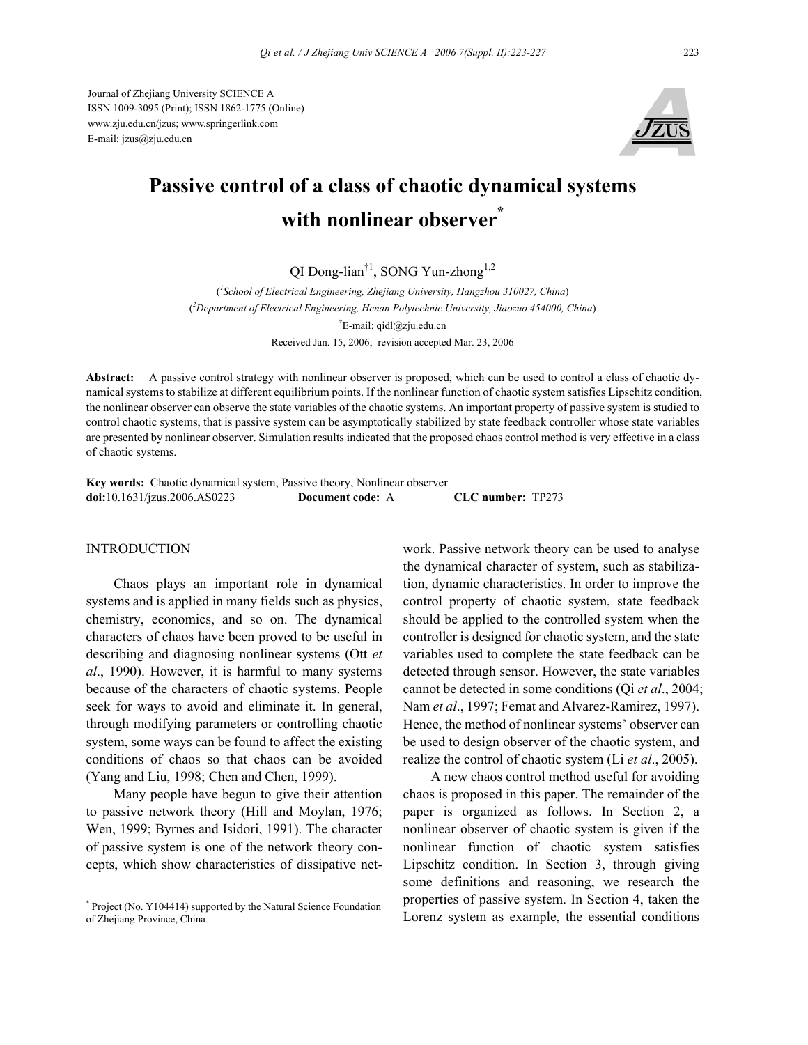Journal of Zhejiang University SCIENCE A
ISSN 1009-3095 (Print); ISSN 1862-1775 (Online)
www.zju.edu.cn/jzus; www.springerlink.com
E-mail: jzus@zju.edu.cn

# Passive control of a class of chaotic dynamical systems with nonlinear observer*

QI Dong-lian[†1], SONG Yun-zhong[1,2]

([1]School of Electrical Engineering, Zhejiang University, Hangzhou 310027, China)
([2]Department of Electrical Engineering, Henan Polytechnic University, Jiaozuo 454000, China)
[†]E-mail: qidl@zju.edu.cn
Received Jan. 15, 2006; revision accepted Mar. 23, 2006

**Abstract:** A passive control strategy with nonlinear observer is proposed, which can be used to control a class of chaotic dynamical systems to stabilize at different equilibrium points. If the nonlinear function of chaotic system satisfies Lipschitz condition, the nonlinear observer can observe the state variables of the chaotic systems. An important property of passive system is studied to control chaotic systems, that is passive system can be asymptotically stabilized by state feedback controller whose state variables are presented by nonlinear observer. Simulation results indicated that the proposed chaos control method is very effective in a class of chaotic systems.

**Key words:** Chaotic dynamical system, Passive theory, Nonlinear observer
**doi:**10.1631/jzus.2006.AS0223 **Document code:** A **CLC number:** TP273

## INTRODUCTION

Chaos plays an important role in dynamical systems and is applied in many fields such as physics, chemistry, economics, and so on. The dynamical characters of chaos have been proved to be useful in describing and diagnosing nonlinear systems (Ott *et al*., 1990). However, it is harmful to many systems because of the characters of chaotic systems. People seek for ways to avoid and eliminate it. In general, through modifying parameters or controlling chaotic system, some ways can be found to affect the existing conditions of chaos so that chaos can be avoided (Yang and Liu, 1998; Chen and Chen, 1999).

Many people have begun to give their attention to passive network theory (Hill and Moylan, 1976; Wen, 1999; Byrnes and Isidori, 1991). The character of passive system is one of the network theory concepts, which show characteristics of dissipative network. Passive network theory can be used to analyse the dynamical character of system, such as stabilization, dynamic characteristics. In order to improve the control property of chaotic system, state feedback should be applied to the controlled system when the controller is designed for chaotic system, and the state variables used to complete the state feedback can be detected through sensor. However, the state variables cannot be detected in some conditions (Qi *et al*., 2004; Nam *et al*., 1997; Femat and Alvarez-Ramirez, 1997). Hence, the method of nonlinear systems' observer can be used to design observer of the chaotic system, and realize the control of chaotic system (Li *et al*., 2005).

A new chaos control method useful for avoiding chaos is proposed in this paper. The remainder of the paper is organized as follows. In Section 2, a nonlinear observer of chaotic system is given if the nonlinear function of chaotic system satisfies Lipschitz condition. In Section 3, through giving some definitions and reasoning, we research the properties of passive system. In Section 4, taken the Lorenz system as example, the essential conditions

---

* Project (No. Y104414) supported by the Natural Science Foundation of Zhejiang Province, China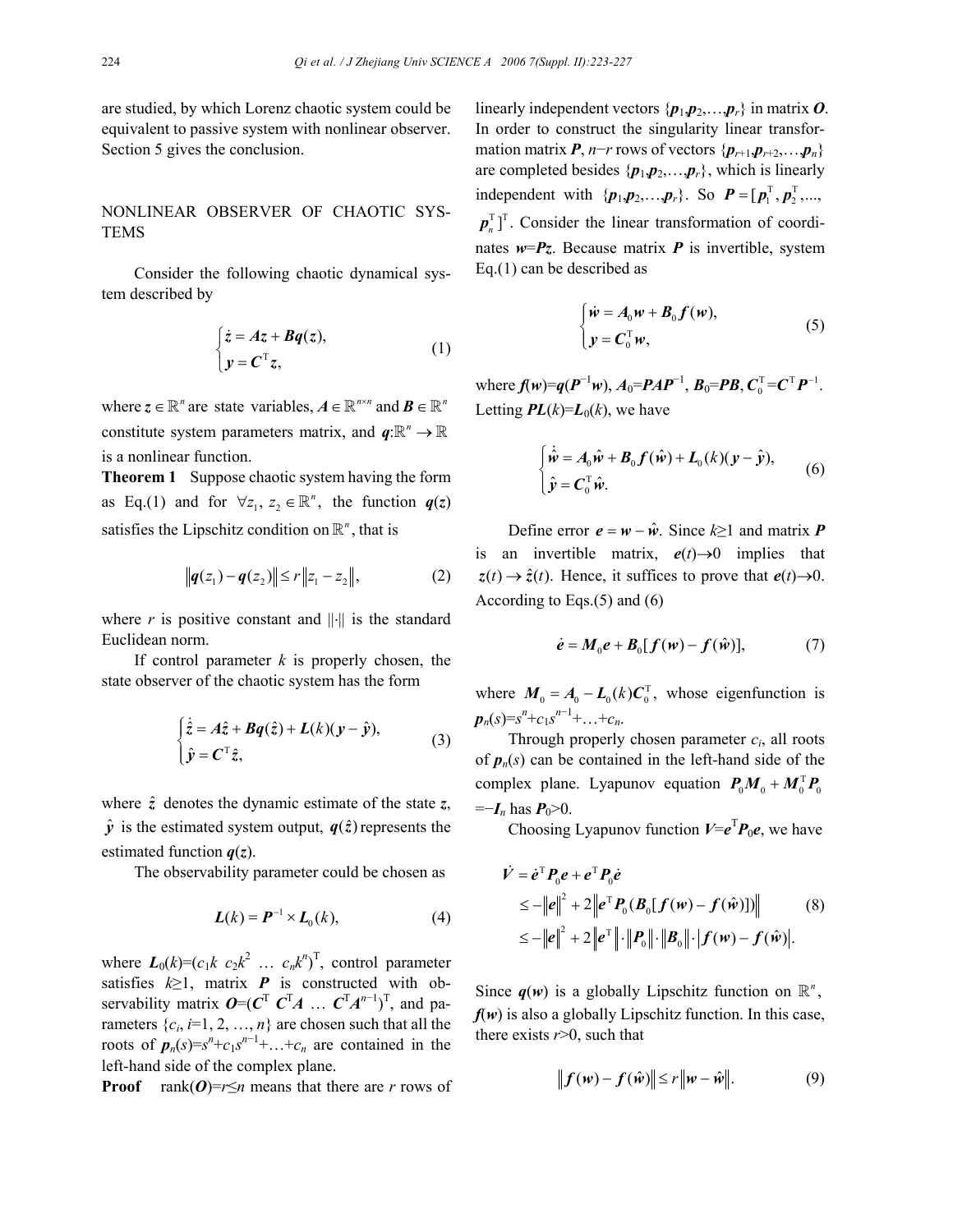are studied, by which Lorenz chaotic system could be equivalent to passive system with nonlinear observer. Section 5 gives the conclusion.

## NONLINEAR OBSERVER OF CHAOTIC SYSTEMS

Consider the following chaotic dynamical system described by

$$\begin{cases} \dot{\boldsymbol{z}} = \boldsymbol{A}\boldsymbol{z} + \boldsymbol{B}\boldsymbol{q}(\boldsymbol{z}), \\ \boldsymbol{y} = \boldsymbol{C}^{\mathrm{T}}\boldsymbol{z}, \end{cases} \tag{1}$$

where $\boldsymbol{z} \in \mathbb{R}^n$ are state variables, $\boldsymbol{A} \in \mathbb{R}^{n\times n}$ and $\boldsymbol{B} \in \mathbb{R}^n$ constitute system parameters matrix, and $\boldsymbol{q}:\mathbb{R}^n \to \mathbb{R}$ is a nonlinear function.

**Theorem 1** Suppose chaotic system having the form as Eq.(1) and for $\forall z_1, z_2 \in \mathbb{R}^n$, the function $\boldsymbol{q}(\boldsymbol{z})$ satisfies the Lipschitz condition on $\mathbb{R}^n$, that is

$$\|\boldsymbol{q}(z_1) - \boldsymbol{q}(z_2)\| \le r\|z_1 - z_2\|, \tag{2}$$

where $r$ is positive constant and $\|\cdot\|$ is the standard Euclidean norm.

If control parameter $k$ is properly chosen, the state observer of the chaotic system has the form

$$\begin{cases} \dot{\hat{\boldsymbol{z}}} = \boldsymbol{A}\hat{\boldsymbol{z}} + \boldsymbol{B}\boldsymbol{q}(\hat{\boldsymbol{z}}) + \boldsymbol{L}(k)(\boldsymbol{y} - \hat{\boldsymbol{y}}), \\ \hat{\boldsymbol{y}} = \boldsymbol{C}^{\mathrm{T}}\hat{\boldsymbol{z}}, \end{cases} \tag{3}$$

where $\hat{\boldsymbol{z}}$ denotes the dynamic estimate of the state $\boldsymbol{z}$, $\hat{\boldsymbol{y}}$ is the estimated system output, $\boldsymbol{q}(\hat{\boldsymbol{z}})$ represents the estimated function $\boldsymbol{q}(\boldsymbol{z})$.

The observability parameter could be chosen as

$$\boldsymbol{L}(k) = \boldsymbol{P}^{-1} \times \boldsymbol{L}_0(k), \tag{4}$$

where $\boldsymbol{L}_0(k)=(c_1k\ \ c_2k^2\ \ \dots\ \ c_nk^n)^{\mathrm{T}}$, control parameter satisfies $k\ge1$, matrix $\boldsymbol{P}$ is constructed with observability matrix $\boldsymbol{O}=(\boldsymbol{C}^{\mathrm{T}}\ \ \boldsymbol{C}^{\mathrm{T}}\boldsymbol{A}\ \ \dots\ \ \boldsymbol{C}^{\mathrm{T}}\boldsymbol{A}^{n-1})^{\mathrm{T}}$, and parameters $\{c_i, i=1, 2, \dots, n\}$ are chosen such that all the roots of $\boldsymbol{p}_n(s)=s^n+c_1s^{n-1}+\dots+c_n$ are contained in the left-hand side of the complex plane.

**Proof** rank($\boldsymbol{O}$)=$r\le n$ means that there are $r$ rows of linearly independent vectors $\{\boldsymbol{p}_1,\boldsymbol{p}_2,\dots,\boldsymbol{p}_r\}$ in matrix $\boldsymbol{O}$. In order to construct the singularity linear transformation matrix $\boldsymbol{P}$, $n-r$ rows of vectors $\{\boldsymbol{p}_{r+1},\boldsymbol{p}_{r+2},\dots,\boldsymbol{p}_n\}$ are completed besides $\{\boldsymbol{p}_1,\boldsymbol{p}_2,\dots,\boldsymbol{p}_r\}$, which is linearly independent with $\{\boldsymbol{p}_1,\boldsymbol{p}_2,\dots,\boldsymbol{p}_r\}$. So $\boldsymbol{P}=[\boldsymbol{p}_1^{\mathrm{T}}, \boldsymbol{p}_2^{\mathrm{T}}, ..., \boldsymbol{p}_n^{\mathrm{T}}]^{\mathrm{T}}$. Consider the linear transformation of coordinates $\boldsymbol{w}=\boldsymbol{P}\boldsymbol{z}$. Because matrix $\boldsymbol{P}$ is invertible, system Eq.(1) can be described as

$$\begin{cases} \dot{\boldsymbol{w}} = \boldsymbol{A}_0\boldsymbol{w} + \boldsymbol{B}_0\boldsymbol{f}(\boldsymbol{w}), \\ \boldsymbol{y} = \boldsymbol{C}_0^{\mathrm{T}}\boldsymbol{w}, \end{cases} \tag{5}$$

where $\boldsymbol{f}(\boldsymbol{w})=\boldsymbol{q}(\boldsymbol{P}^{-1}\boldsymbol{w})$, $\boldsymbol{A}_0=\boldsymbol{P}\boldsymbol{A}\boldsymbol{P}^{-1}$, $\boldsymbol{B}_0=\boldsymbol{P}\boldsymbol{B}$, $\boldsymbol{C}_0^{\mathrm{T}}=\boldsymbol{C}^{\mathrm{T}}\boldsymbol{P}^{-1}$. Letting $\boldsymbol{P}\boldsymbol{L}(k)=\boldsymbol{L}_0(k)$, we have

$$\begin{cases} \dot{\hat{\boldsymbol{w}}} = \boldsymbol{A}_0\hat{\boldsymbol{w}} + \boldsymbol{B}_0\boldsymbol{f}(\hat{\boldsymbol{w}}) + \boldsymbol{L}_0(k)(\boldsymbol{y} - \hat{\boldsymbol{y}}), \\ \hat{\boldsymbol{y}} = \boldsymbol{C}_0^{\mathrm{T}}\hat{\boldsymbol{w}}. \end{cases} \tag{6}$$

Define error $\boldsymbol{e} = \boldsymbol{w} - \hat{\boldsymbol{w}}$. Since $k\ge1$ and matrix $\boldsymbol{P}$ is an invertible matrix, $\boldsymbol{e}(t)\to0$ implies that $\boldsymbol{z}(t) \to \hat{\boldsymbol{z}}(t)$. Hence, it suffices to prove that $\boldsymbol{e}(t)\to0$. According to Eqs.(5) and (6)

$$\dot{\boldsymbol{e}} = \boldsymbol{M}_0\boldsymbol{e} + \boldsymbol{B}_0[\boldsymbol{f}(\boldsymbol{w}) - \boldsymbol{f}(\hat{\boldsymbol{w}})], \tag{7}$$

where $\boldsymbol{M}_0 = \boldsymbol{A}_0 - \boldsymbol{L}_0(k)\boldsymbol{C}_0^{\mathrm{T}}$, whose eigenfunction is $\boldsymbol{p}_n(s)=s^n+c_1s^{n-1}+\dots+c_n$.

Through properly chosen parameter $c_i$, all roots of $\boldsymbol{p}_n(s)$ can be contained in the left-hand side of the complex plane. Lyapunov equation $\boldsymbol{P}_0\boldsymbol{M}_0 + \boldsymbol{M}_0^{\mathrm{T}}\boldsymbol{P}_0 = -\boldsymbol{I}_n$ has $\boldsymbol{P}_0>0$.

Choosing Lyapunov function $V=\boldsymbol{e}^{\mathrm{T}}\boldsymbol{P}_0\boldsymbol{e}$, we have

$$\begin{aligned} \dot{V} &= \dot{\boldsymbol{e}}^{\mathrm{T}}\boldsymbol{P}_0\boldsymbol{e} + \boldsymbol{e}^{\mathrm{T}}\boldsymbol{P}_0\dot{\boldsymbol{e}} \\ &\le -\|\boldsymbol{e}\|^2 + 2\|\boldsymbol{e}^{\mathrm{T}}\boldsymbol{P}_0(\boldsymbol{B}_0[\boldsymbol{f}(\boldsymbol{w}) - \boldsymbol{f}(\hat{\boldsymbol{w}})])\| \\ &\le -\|\boldsymbol{e}\|^2 + 2\|\boldsymbol{e}^{\mathrm{T}}\|\cdot\|\boldsymbol{P}_0\|\cdot\|\boldsymbol{B}_0\|\cdot|\boldsymbol{f}(\boldsymbol{w}) - \boldsymbol{f}(\hat{\boldsymbol{w}})|. \end{aligned} \tag{8}$$

Since $\boldsymbol{q}(\boldsymbol{w})$ is a globally Lipschitz function on $\mathbb{R}^n$, $\boldsymbol{f}(\boldsymbol{w})$ is also a globally Lipschitz function. In this case, there exists $r>0$, such that

$$\|\boldsymbol{f}(\boldsymbol{w}) - \boldsymbol{f}(\hat{\boldsymbol{w}})\| \le r\|\boldsymbol{w} - \hat{\boldsymbol{w}}\|. \tag{9}$$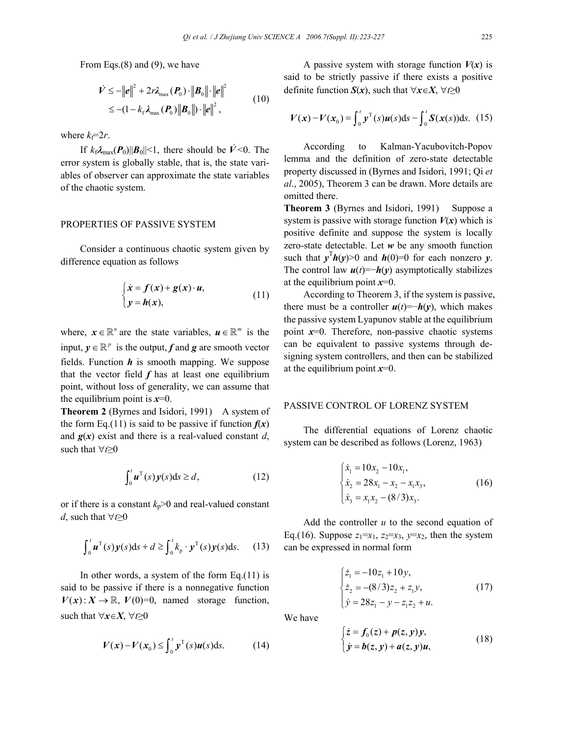From Eqs.(8) and (9), we have

$$\dot{V} \le -\|\boldsymbol{e}\|^2 + 2r\lambda_{\max}(\boldsymbol{P}_0)\cdot\|\boldsymbol{B}_0\|\cdot\|\boldsymbol{e}\|^2$$
$$\le -(1 - k_{\mathrm{f}}\lambda_{\max}(\boldsymbol{P}_0)\|\boldsymbol{B}_0\|)\cdot\|\boldsymbol{e}\|^2, \tag{10}$$

where $k_{\mathrm{f}}=2r$.

If $k_{\mathrm{f}}\lambda_{\max}(\boldsymbol{P}_0)\|\boldsymbol{B}_0\|<1$, there should be $\dot{V}<0$. The error system is globally stable, that is, the state variables of observer can approximate the state variables of the chaotic system.

## PROPERTIES OF PASSIVE SYSTEM

Consider a continuous chaotic system given by difference equation as follows

$$\begin{cases} \dot{\boldsymbol{x}} = \boldsymbol{f}(\boldsymbol{x}) + \boldsymbol{g}(\boldsymbol{x})\cdot\boldsymbol{u}, \\ \boldsymbol{y} = \boldsymbol{h}(\boldsymbol{x}), \end{cases} \tag{11}$$

where, $\boldsymbol{x}\in\mathbb{R}^n$ are the state variables, $\boldsymbol{u}\in\mathbb{R}^m$ is the input, $\boldsymbol{y}\in\mathbb{R}^p$ is the output, $\boldsymbol{f}$ and $\boldsymbol{g}$ are smooth vector fields. Function $\boldsymbol{h}$ is smooth mapping. We suppose that the vector field $\boldsymbol{f}$ has at least one equilibrium point, without loss of generality, we can assume that the equilibrium point is $\boldsymbol{x}=0$.

**Theorem 2** (Byrnes and Isidori, 1991) A system of the form Eq.(11) is said to be passive if function $\boldsymbol{f}(\boldsymbol{x})$ and $\boldsymbol{g}(\boldsymbol{x})$ exist and there is a real-valued constant $d$, such that $\forall t\ge 0$

$$\int_0^t \boldsymbol{u}^{\mathrm{T}}(s)\boldsymbol{y}(s)\mathrm{d}s \ge d, \tag{12}$$

or if there is a constant $k_{\mathrm{p}}>0$ and real-valued constant $d$, such that $\forall t\ge 0$

$$\int_0^t \boldsymbol{u}^{\mathrm{T}}(s)\boldsymbol{y}(s)\mathrm{d}s + d \ge \int_0^t k_{\mathrm{p}}\cdot\boldsymbol{y}^{\mathrm{T}}(s)\boldsymbol{y}(s)\mathrm{d}s. \tag{13}$$

In other words, a system of the form Eq.(11) is said to be passive if there is a nonnegative function $\boldsymbol{V}(\boldsymbol{x}):\boldsymbol{X}\to\mathbb{R}$, $\boldsymbol{V}(0)=0$, named storage function, such that $\forall\boldsymbol{x}\in\boldsymbol{X}$, $\forall t\ge 0$

$$\boldsymbol{V}(\boldsymbol{x}) - \boldsymbol{V}(\boldsymbol{x}_0) \le \int_0^t \boldsymbol{y}^{\mathrm{T}}(s)\boldsymbol{u}(s)\mathrm{d}s. \tag{14}$$

A passive system with storage function $\boldsymbol{V}(\boldsymbol{x})$ is said to be strictly passive if there exists a positive definite function $\boldsymbol{S}(\boldsymbol{x})$, such that $\forall\boldsymbol{x}\in\boldsymbol{X}$, $\forall t\ge 0$

$$\boldsymbol{V}(\boldsymbol{x}) - \boldsymbol{V}(\boldsymbol{x}_0) = \int_0^t \boldsymbol{y}^{\mathrm{T}}(s)\boldsymbol{u}(s)\mathrm{d}s - \int_0^t \boldsymbol{S}(\boldsymbol{x}(s))\mathrm{d}s. \tag{15}$$

According to Kalman-Yacubovitch-Popov lemma and the definition of zero-state detectable property discussed in (Byrnes and Isidori, 1991; Qi *et al*., 2005), Theorem 3 can be drawn. More details are omitted there.

**Theorem 3** (Byrnes and Isidori, 1991) Suppose a system is passive with storage function $\boldsymbol{V}(\boldsymbol{x})$ which is positive definite and suppose the system is locally zero-state detectable. Let $\boldsymbol{w}$ be any smooth function such that $\boldsymbol{y}^{\mathrm{T}}\boldsymbol{h}(\boldsymbol{y})>0$ and $\boldsymbol{h}(0)=0$ for each nonzero $\boldsymbol{y}$. The control law $\boldsymbol{u}(t)=-\boldsymbol{h}(\boldsymbol{y})$ asymptotically stabilizes at the equilibrium point $\boldsymbol{x}=0$.

According to Theorem 3, if the system is passive, there must be a controller $\boldsymbol{u}(t)=-\boldsymbol{h}(\boldsymbol{y})$, which makes the passive system Lyapunov stable at the equilibrium point $\boldsymbol{x}=0$. Therefore, non-passive chaotic systems can be equivalent to passive systems through designing system controllers, and then can be stabilized at the equilibrium point $\boldsymbol{x}=0$.

## PASSIVE CONTROL OF LORENZ SYSTEM

The differential equations of Lorenz chaotic system can be described as follows (Lorenz, 1963)

$$\begin{cases} \dot{x}_1 = 10x_2 - 10x_1, \\ \dot{x}_2 = 28x_1 - x_2 - x_1x_3, \\ \dot{x}_3 = x_1x_2 - (8/3)x_3. \end{cases} \tag{16}$$

Add the controller $u$ to the second equation of Eq.(16). Suppose $z_1=x_1$, $z_2=x_3$, $y=x_2$, then the system can be expressed in normal form

$$\begin{cases} \dot{z}_1 = -10z_1 + 10y, \\ \dot{z}_2 = -(8/3)z_2 + z_1y, \\ \dot{y} = 28z_1 - y - z_1z_2 + u. \end{cases} \tag{17}$$

We have

$$\begin{cases} \dot{\boldsymbol{z}} = \boldsymbol{f}_0(\boldsymbol{z}) + \boldsymbol{p}(\boldsymbol{z},\boldsymbol{y})\boldsymbol{y}, \\ \dot{\boldsymbol{y}} = \boldsymbol{b}(\boldsymbol{z},\boldsymbol{y}) + \boldsymbol{a}(\boldsymbol{z},\boldsymbol{y})\boldsymbol{u}, \end{cases} \tag{18}$$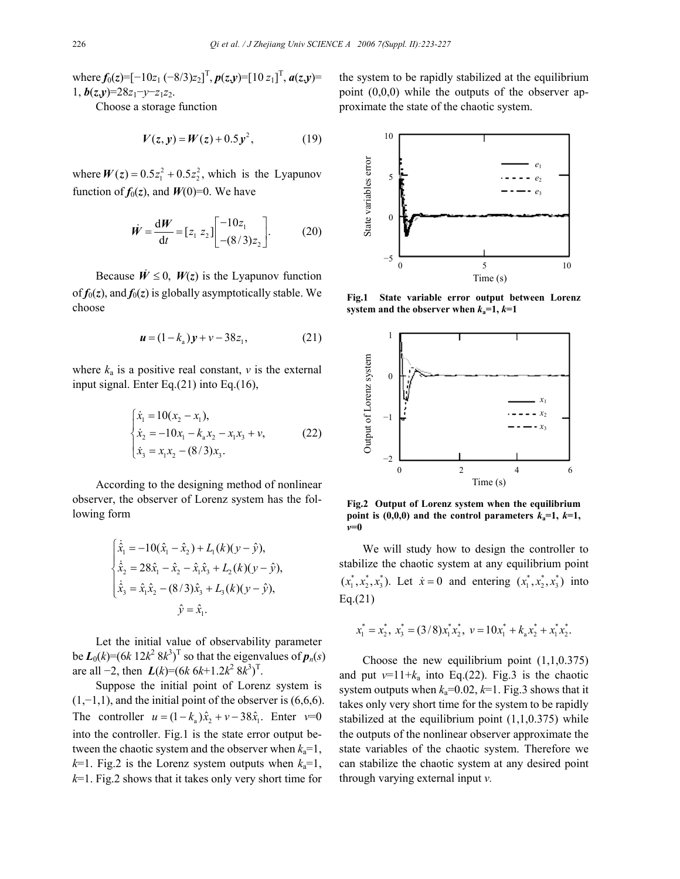where $\boldsymbol{f}_0(\boldsymbol{z})=[-10z_1\ (-8/3)z_2]^{\mathrm{T}}$, $\boldsymbol{p}(\boldsymbol{z},\boldsymbol{y})=[10\ z_1]^{\mathrm{T}}$, $\boldsymbol{a}(\boldsymbol{z},\boldsymbol{y})=1$, $\boldsymbol{b}(\boldsymbol{z},\boldsymbol{y})=28z_1-y-z_1z_2$.

Choose a storage function

$$\boldsymbol{V}(\boldsymbol{z},\boldsymbol{y})=\boldsymbol{W}(\boldsymbol{z})+0.5\boldsymbol{y}^2, \tag{19}$$

where $\boldsymbol{W}(\boldsymbol{z})=0.5z_1^2+0.5z_2^2$, which is the Lyapunov function of $\boldsymbol{f}_0(\boldsymbol{z})$, and $\boldsymbol{W}(0)=0$. We have

$$\dot{\boldsymbol{W}}=\frac{\mathrm{d}\boldsymbol{W}}{\mathrm{d}t}=[z_1\ z_2]\begin{bmatrix}-10z_1\\-(8/3)z_2\end{bmatrix}. \tag{20}$$

Because $\dot{\boldsymbol{W}}\le 0$, $\boldsymbol{W}(\boldsymbol{z})$ is the Lyapunov function of $\boldsymbol{f}_0(\boldsymbol{z})$, and $\boldsymbol{f}_0(\boldsymbol{z})$ is globally asymptotically stable. We choose

$$\boldsymbol{u}=(1-k_{\mathrm{a}})\boldsymbol{y}+v-38z_1, \tag{21}$$

where $k_{\mathrm{a}}$ is a positive real constant, $v$ is the external input signal. Enter Eq.(21) into Eq.(16),

$$\begin{cases}\dot{x}_1=10(x_2-x_1),\\ \dot{x}_2=-10x_1-k_{\mathrm{a}}x_2-x_1x_3+v,\\ \dot{x}_3=x_1x_2-(8/3)x_3.\end{cases} \tag{22}$$

According to the designing method of nonlinear observer, the observer of Lorenz system has the following form

$$\begin{cases}\dot{\hat{x}}_1=-10(\hat{x}_1-\hat{x}_2)+L_1(k)(y-\hat{y}),\\ \dot{\hat{x}}_2=28\hat{x}_1-\hat{x}_2-\hat{x}_1\hat{x}_3+L_2(k)(y-\hat{y}),\\ \dot{\hat{x}}_3=\hat{x}_1\hat{x}_2-(8/3)\hat{x}_3+L_3(k)(y-\hat{y}),\\ \hat{y}=\hat{x}_1.\end{cases}$$

Let the initial value of observability parameter be $\boldsymbol{L}_0(k)=(6k\ 12k^2\ 8k^3)^{\mathrm{T}}$ so that the eigenvalues of $\boldsymbol{p}_n(s)$ are all $-2$, then $\boldsymbol{L}(k)=(6k\ 6k{+}1.2k^2\ 8k^3)^{\mathrm{T}}$.

Suppose the initial point of Lorenz system is $(1,-1,1)$, and the initial point of the observer is $(6,6,6)$. The controller $u=(1-k_{\mathrm{a}})\hat{x}_2+v-38\hat{x}_1$. Enter $v=0$ into the controller. Fig.1 is the state error output between the chaotic system and the observer when $k_{\mathrm{a}}=1$, $k=1$. Fig.2 is the Lorenz system outputs when $k_{\mathrm{a}}=1$, $k=1$. Fig.2 shows that it takes only very short time for the system to be rapidly stabilized at the equilibrium point $(0,0,0)$ while the outputs of the observer approximate the state of the chaotic system.

**Fig.1 State variable error output between Lorenz system and the observer when $k_{\mathrm{a}}=1$, $k=1$**

**Fig.2 Output of Lorenz system when the equilibrium point is (0,0,0) and the control parameters $k_{\mathrm{a}}=1$, $k=1$, $v=0$**

We will study how to design the controller to stabilize the chaotic system at any equilibrium point $(x_1^*,x_2^*,x_3^*)$. Let $\dot{x}=0$ and entering $(x_1^*,x_2^*,x_3^*)$ into Eq.(21)

$$x_1^*=x_2^*,\ x_3^*=(3/8)x_1^*x_2^*,\ v=10x_1^*+k_{\mathrm{a}}x_2^*+x_1^*x_2^*.$$

Choose the new equilibrium point $(1,1,0.375)$ and put $v=11+k_{\mathrm{a}}$ into Eq.(22). Fig.3 is the chaotic system outputs when $k_{\mathrm{a}}=0.02$, $k=1$. Fig.3 shows that it takes only very short time for the system to be rapidly stabilized at the equilibrium point $(1,1,0.375)$ while the outputs of the nonlinear observer approximate the state variables of the chaotic system. Therefore we can stabilize the chaotic system at any desired point through varying external input $v$.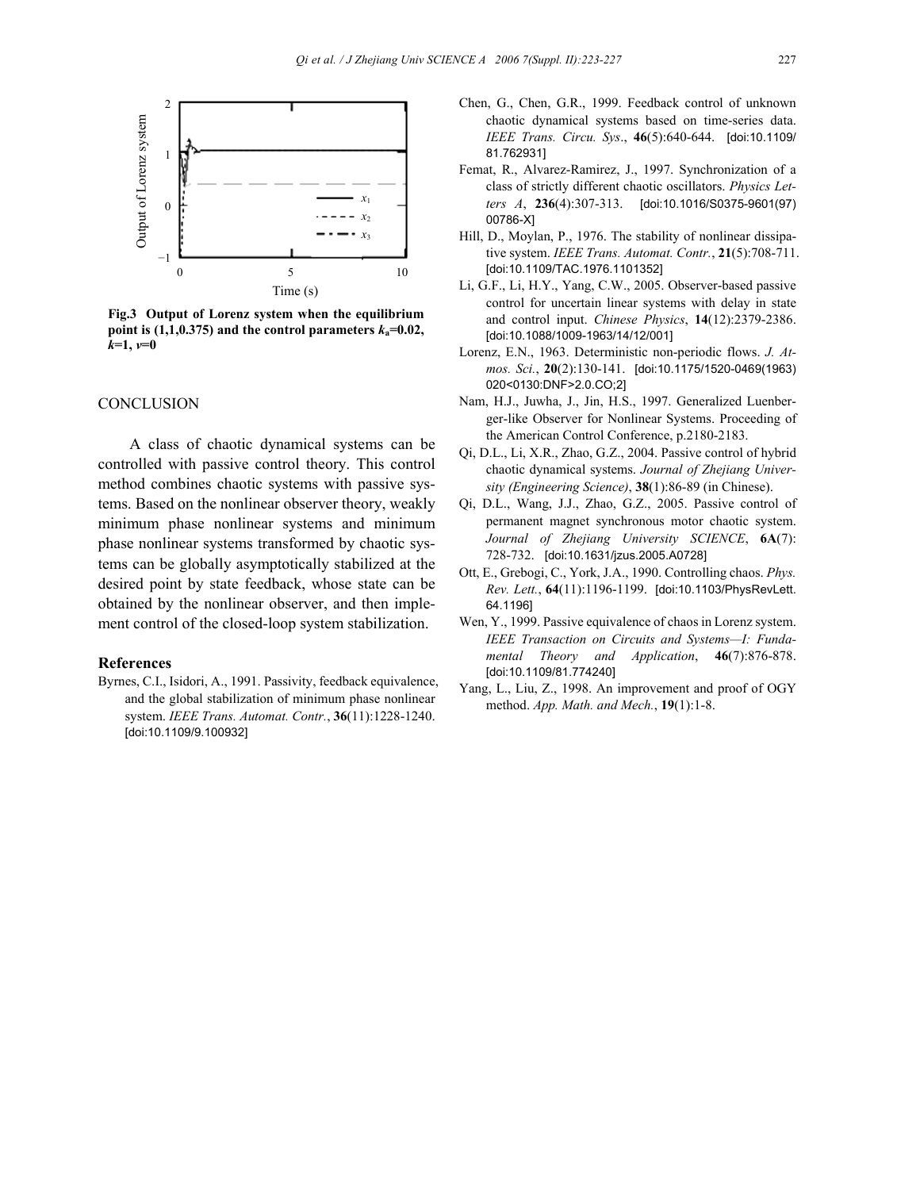2

1

0

−1

0 5 10

Time (s)

Output of Lorenz system

$x_1$

$x_2$

$x_3$

**Fig.3 Output of Lorenz system when the equilibrium point is (1,1,0.375) and the control parameters $k_a$=0.02, $k$=1, $v$=0**

## CONCLUSION

A class of chaotic dynamical systems can be controlled with passive control theory. This control method combines chaotic systems with passive systems. Based on the nonlinear observer theory, weakly minimum phase nonlinear systems and minimum phase nonlinear systems transformed by chaotic systems can be globally asymptotically stabilized at the desired point by state feedback, whose state can be obtained by the nonlinear observer, and then implement control of the closed-loop system stabilization.

### References

Byrnes, C.I., Isidori, A., 1991. Passivity, feedback equivalence, and the global stabilization of minimum phase nonlinear system. *IEEE Trans. Automat. Contr.*, **36**(11):1228-1240. [doi:10.1109/9.100932]

Chen, G., Chen, G.R., 1999. Feedback control of unknown chaotic dynamical systems based on time-series data. *IEEE Trans. Circu. Sys*., **46**(5):640-644. [doi:10.1109/81.762931]

Femat, R., Alvarez-Ramirez, J., 1997. Synchronization of a class of strictly different chaotic oscillators. *Physics Letters A*, **236**(4):307-313. [doi:10.1016/S0375-9601(97)00786-X]

Hill, D., Moylan, P., 1976. The stability of nonlinear dissipative system. *IEEE Trans. Automat. Contr.*, **21**(5):708-711. [doi:10.1109/TAC.1976.1101352]

Li, G.F., Li, H.Y., Yang, C.W., 2005. Observer-based passive control for uncertain linear systems with delay in state and control input. *Chinese Physics*, **14**(12):2379-2386. [doi:10.1088/1009-1963/14/12/001]

Lorenz, E.N., 1963. Deterministic non-periodic flows. *J. Atmos. Sci.*, **20**(2):130-141. [doi:10.1175/1520-0469(1963)020<0130:DNF>2.0.CO;2]

Nam, H.J., Juwha, J., Jin, H.S., 1997. Generalized Luenberger-like Observer for Nonlinear Systems. Proceeding of the American Control Conference, p.2180-2183.

Qi, D.L., Li, X.R., Zhao, G.Z., 2004. Passive control of hybrid chaotic dynamical systems. *Journal of Zhejiang University (Engineering Science)*, **38**(1):86-89 (in Chinese).

Qi, D.L., Wang, J.J., Zhao, G.Z., 2005. Passive control of permanent magnet synchronous motor chaotic system. *Journal of Zhejiang University SCIENCE*, **6A**(7):728-732. [doi:10.1631/jzus.2005.A0728]

Ott, E., Grebogi, C., York, J.A., 1990. Controlling chaos. *Phys. Rev. Lett.*, **64**(11):1196-1199. [doi:10.1103/PhysRevLett.64.1196]

Wen, Y., 1999. Passive equivalence of chaos in Lorenz system. *IEEE Transaction on Circuits and Systems—I: Fundamental Theory and Application*, **46**(7):876-878. [doi:10.1109/81.774240]

Yang, L., Liu, Z., 1998. An improvement and proof of OGY method. *App. Math. and Mech.*, **19**(1):1-8.